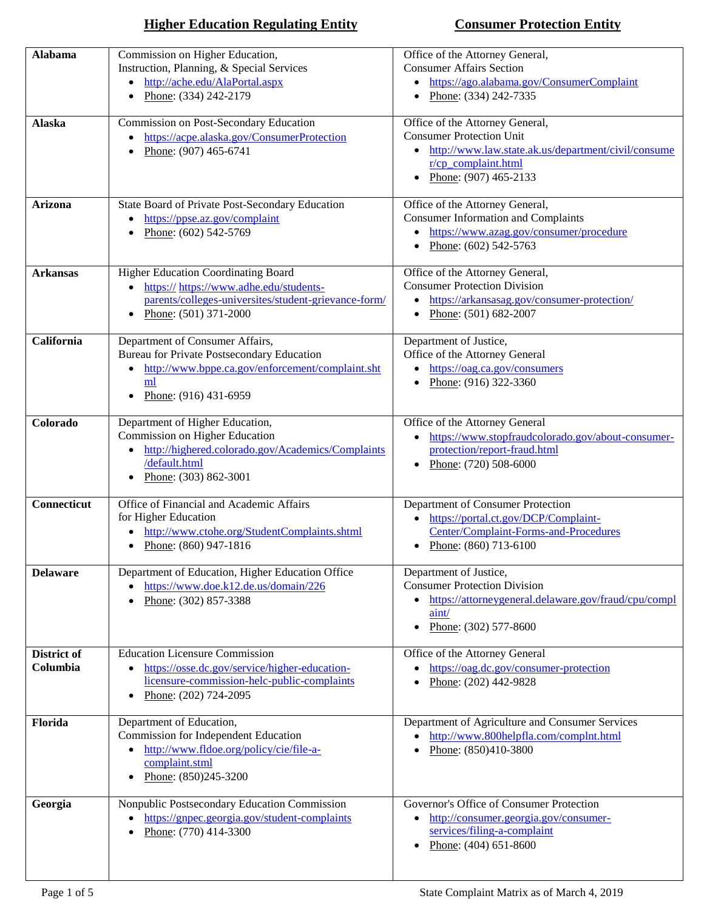| | Higher Education Regulating Entity | Consumer Protection Entity |
|---|---|---|
| **Alabama** | Commission on Higher Education, Instruction, Planning, & Special Services<br>• http://ache.edu/AlaPortal.aspx<br>• Phone: (334) 242-2179 | Office of the Attorney General, Consumer Affairs Section<br>• https://ago.alabama.gov/ConsumerComplaint<br>• Phone: (334) 242-7335 |
| **Alaska** | Commission on Post-Secondary Education<br>• https://acpe.alaska.gov/ConsumerProtection<br>• Phone: (907) 465-6741 | Office of the Attorney General, Consumer Protection Unit<br>• http://www.law.state.ak.us/department/civil/consumer/cp_complaint.html<br>• Phone: (907) 465-2133 |
| **Arizona** | State Board of Private Post-Secondary Education<br>• https://ppse.az.gov/complaint<br>• Phone: (602) 542-5769 | Office of the Attorney General, Consumer Information and Complaints<br>• https://www.azag.gov/consumer/procedure<br>• Phone: (602) 542-5763 |
| **Arkansas** | Higher Education Coordinating Board<br>• https:// https://www.adhe.edu/students-parents/colleges-universites/student-grievance-form/<br>• Phone: (501) 371-2000 | Office of the Attorney General, Consumer Protection Division<br>• https://arkansasag.gov/consumer-protection/<br>• Phone: (501) 682-2007 |
| **California** | Department of Consumer Affairs, Bureau for Private Postsecondary Education<br>• http://www.bppe.ca.gov/enforcement/complaint.shtml<br>• Phone: (916) 431-6959 | Department of Justice, Office of the Attorney General<br>• https://oag.ca.gov/consumers<br>• Phone: (916) 322-3360 |
| **Colorado** | Department of Higher Education, Commission on Higher Education<br>• http://highered.colorado.gov/Academics/Complaints/default.html<br>• Phone: (303) 862-3001 | Office of the Attorney General<br>• https://www.stopfraudcolorado.gov/about-consumer-protection/report-fraud.html<br>• Phone: (720) 508-6000 |
| **Connecticut** | Office of Financial and Academic Affairs for Higher Education<br>• http://www.ctohe.org/StudentComplaints.shtml<br>• Phone: (860) 947-1816 | Department of Consumer Protection<br>• https://portal.ct.gov/DCP/Complaint-Center/Complaint-Forms-and-Procedures<br>• Phone: (860) 713-6100 |
| **Delaware** | Department of Education, Higher Education Office<br>• https://www.doe.k12.de.us/domain/226<br>• Phone: (302) 857-3388 | Department of Justice, Consumer Protection Division<br>• https://attorneygeneral.delaware.gov/fraud/cpu/complaint/<br>• Phone: (302) 577-8600 |
| **District of Columbia** | Education Licensure Commission<br>• https://osse.dc.gov/service/higher-education-licensure-commission-helc-public-complaints<br>• Phone: (202) 724-2095 | Office of the Attorney General<br>• https://oag.dc.gov/consumer-protection<br>• Phone: (202) 442-9828 |
| **Florida** | Department of Education, Commission for Independent Education<br>• http://www.fldoe.org/policy/cie/file-a-complaint.stml<br>• Phone: (850)245-3200 | Department of Agriculture and Consumer Services<br>• http://www.800helpfla.com/complnt.html<br>• Phone: (850)410-3800 |
| **Georgia** | Nonpublic Postsecondary Education Commission<br>• https://gnpec.georgia.gov/student-complaints<br>• Phone: (770) 414-3300 | Governor's Office of Consumer Protection<br>• http://consumer.georgia.gov/consumer-services/filing-a-complaint<br>• Phone: (404) 651-8600 |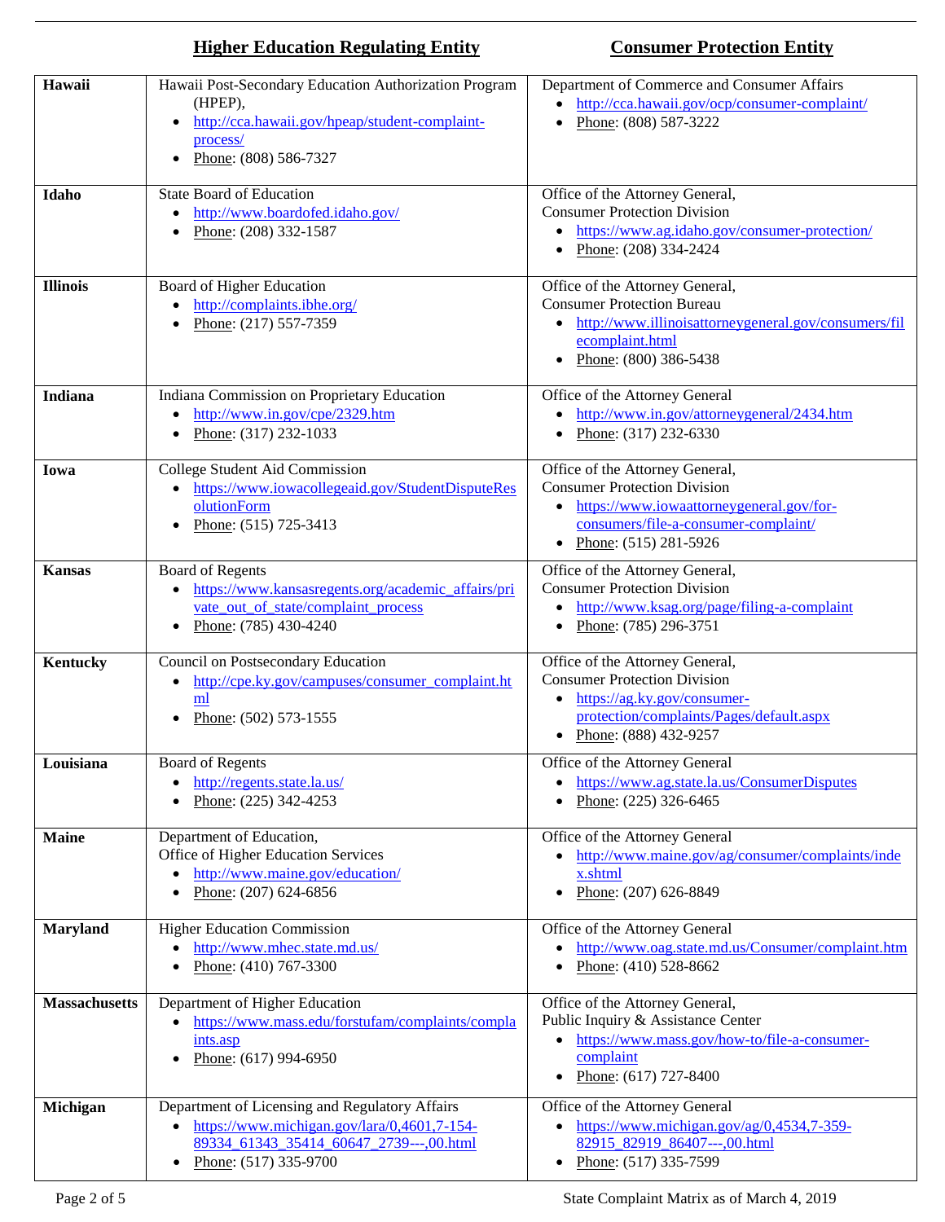| | Higher Education Regulating Entity | Consumer Protection Entity |
|---|---|---|
| **Hawaii** | Hawaii Post-Secondary Education Authorization Program (HPEP),<br>• http://cca.hawaii.gov/hpeap/student-complaint-process/<br>• Phone: (808) 586-7327 | Department of Commerce and Consumer Affairs<br>• http://cca.hawaii.gov/ocp/consumer-complaint/<br>• Phone: (808) 587-3222 |
| **Idaho** | State Board of Education<br>• http://www.boardofed.idaho.gov/<br>• Phone: (208) 332-1587 | Office of the Attorney General, Consumer Protection Division<br>• https://www.ag.idaho.gov/consumer-protection/<br>• Phone: (208) 334-2424 |
| **Illinois** | Board of Higher Education<br>• http://complaints.ibhe.org/<br>• Phone: (217) 557-7359 | Office of the Attorney General, Consumer Protection Bureau<br>• http://www.illinoisattorneygeneral.gov/consumers/filecomplaint.html<br>• Phone: (800) 386-5438 |
| **Indiana** | Indiana Commission on Proprietary Education<br>• http://www.in.gov/cpe/2329.htm<br>• Phone: (317) 232-1033 | Office of the Attorney General<br>• http://www.in.gov/attorneygeneral/2434.htm<br>• Phone: (317) 232-6330 |
| **Iowa** | College Student Aid Commission<br>• https://www.iowacollegeaid.gov/StudentDisputeResolutionForm<br>• Phone: (515) 725-3413 | Office of the Attorney General, Consumer Protection Division<br>• https://www.iowaattorneygeneral.gov/for-consumers/file-a-consumer-complaint/<br>• Phone: (515) 281-5926 |
| **Kansas** | Board of Regents<br>• https://www.kansasregents.org/academic_affairs/private_out_of_state/complaint_process<br>• Phone: (785) 430-4240 | Office of the Attorney General, Consumer Protection Division<br>• http://www.ksag.org/page/filing-a-complaint<br>• Phone: (785) 296-3751 |
| **Kentucky** | Council on Postsecondary Education<br>• http://cpe.ky.gov/campuses/consumer_complaint.html<br>• Phone: (502) 573-1555 | Office of the Attorney General, Consumer Protection Division<br>• https://ag.ky.gov/consumer-protection/complaints/Pages/default.aspx<br>• Phone: (888) 432-9257 |
| **Louisiana** | Board of Regents<br>• http://regents.state.la.us/<br>• Phone: (225) 342-4253 | Office of the Attorney General<br>• https://www.ag.state.la.us/ConsumerDisputes<br>• Phone: (225) 326-6465 |
| **Maine** | Department of Education, Office of Higher Education Services<br>• http://www.maine.gov/education/<br>• Phone: (207) 624-6856 | Office of the Attorney General<br>• http://www.maine.gov/ag/consumer/complaints/index.shtml<br>• Phone: (207) 626-8849 |
| **Maryland** | Higher Education Commission<br>• http://www.mhec.state.md.us/<br>• Phone: (410) 767-3300 | Office of the Attorney General<br>• http://www.oag.state.md.us/Consumer/complaint.htm<br>• Phone: (410) 528-8662 |
| **Massachusetts** | Department of Higher Education<br>• https://www.mass.edu/forstufam/complaints/complaints.asp<br>• Phone: (617) 994-6950 | Office of the Attorney General, Public Inquiry & Assistance Center<br>• https://www.mass.gov/how-to/file-a-consumer-complaint<br>• Phone: (617) 727-8400 |
| **Michigan** | Department of Licensing and Regulatory Affairs<br>• https://www.michigan.gov/lara/0,4601,7-154-89334_61343_35414_60647_2739---,00.html<br>• Phone: (517) 335-9700 | Office of the Attorney General<br>• https://www.michigan.gov/ag/0,4534,7-359-82915_82919_86407---,00.html<br>• Phone: (517) 335-7599 |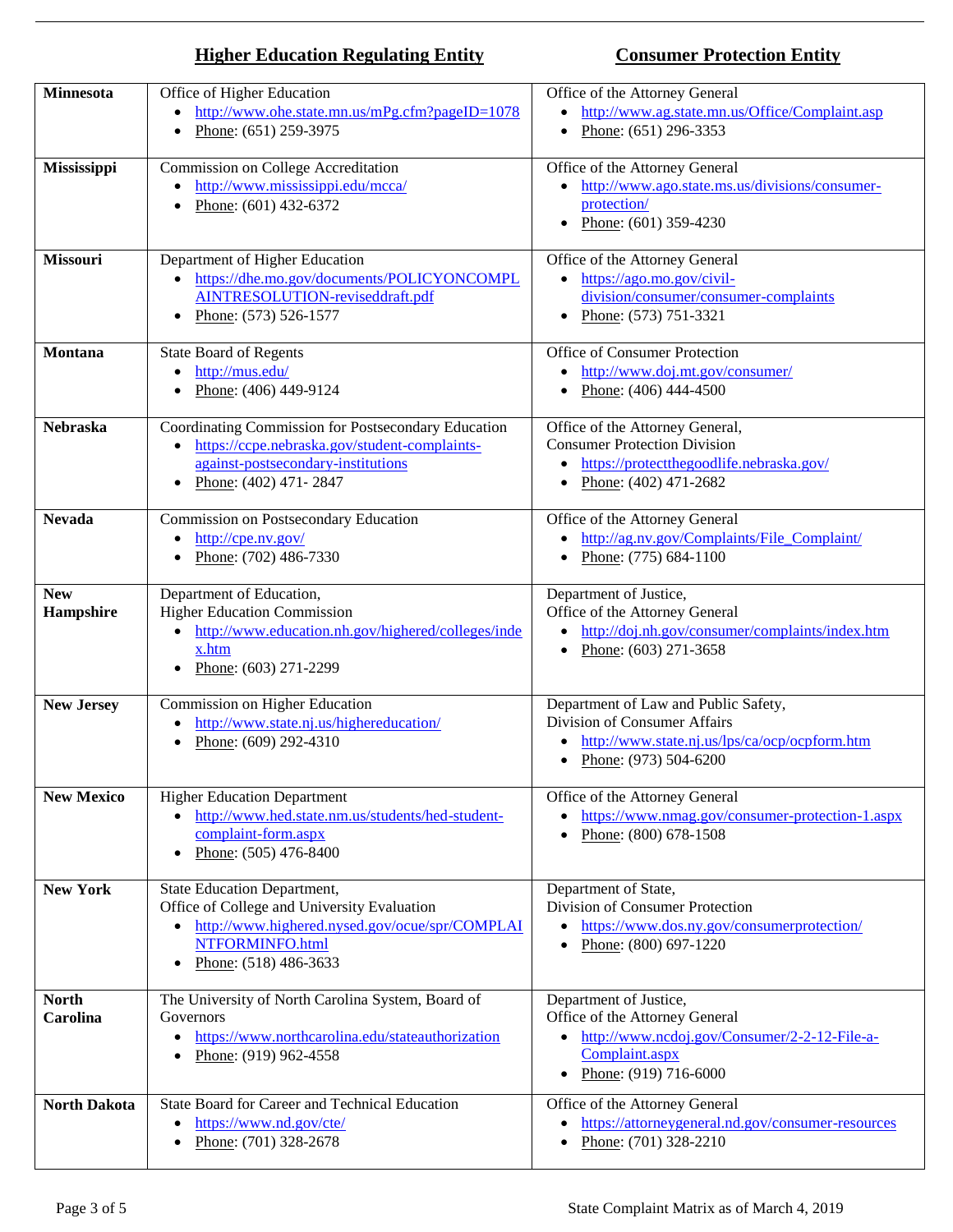| | Higher Education Regulating Entity | Consumer Protection Entity |
|---|---|---|
| **Minnesota** | Office of Higher Education<br>• http://www.ohe.state.mn.us/mPg.cfm?pageID=1078<br>• Phone: (651) 259-3975 | Office of the Attorney General<br>• http://www.ag.state.mn.us/Office/Complaint.asp<br>• Phone: (651) 296-3353 |
| **Mississippi** | Commission on College Accreditation<br>• http://www.mississippi.edu/mcca/<br>• Phone: (601) 432-6372 | Office of the Attorney General<br>• http://www.ago.state.ms.us/divisions/consumer-protection/<br>• Phone: (601) 359-4230 |
| **Missouri** | Department of Higher Education<br>• https://dhe.mo.gov/documents/POLICYONCOMPLAINTRESOLUTION-reviseddraft.pdf<br>• Phone: (573) 526-1577 | Office of the Attorney General<br>• https://ago.mo.gov/civil-division/consumer/consumer-complaints<br>• Phone: (573) 751-3321 |
| **Montana** | State Board of Regents<br>• http://mus.edu/<br>• Phone: (406) 449-9124 | Office of Consumer Protection<br>• http://www.doj.mt.gov/consumer/<br>• Phone: (406) 444-4500 |
| **Nebraska** | Coordinating Commission for Postsecondary Education<br>• https://ccpe.nebraska.gov/student-complaints-against-postsecondary-institutions<br>• Phone: (402) 471- 2847 | Office of the Attorney General, Consumer Protection Division<br>• https://protectthegoodlife.nebraska.gov/<br>• Phone: (402) 471-2682 |
| **Nevada** | Commission on Postsecondary Education<br>• http://cpe.nv.gov/<br>• Phone: (702) 486-7330 | Office of the Attorney General<br>• http://ag.nv.gov/Complaints/File_Complaint/<br>• Phone: (775) 684-1100 |
| **New Hampshire** | Department of Education, Higher Education Commission<br>• http://www.education.nh.gov/highered/colleges/index.htm<br>• Phone: (603) 271-2299 | Department of Justice, Office of the Attorney General<br>• http://doj.nh.gov/consumer/complaints/index.htm<br>• Phone: (603) 271-3658 |
| **New Jersey** | Commission on Higher Education<br>• http://www.state.nj.us/highereducation/<br>• Phone: (609) 292-4310 | Department of Law and Public Safety, Division of Consumer Affairs<br>• http://www.state.nj.us/lps/ca/ocp/ocpform.htm<br>• Phone: (973) 504-6200 |
| **New Mexico** | Higher Education Department<br>• http://www.hed.state.nm.us/students/hed-student-complaint-form.aspx<br>• Phone: (505) 476-8400 | Office of the Attorney General<br>• https://www.nmag.gov/consumer-protection-1.aspx<br>• Phone: (800) 678-1508 |
| **New York** | State Education Department, Office of College and University Evaluation<br>• http://www.highered.nysed.gov/ocue/spr/COMPLAINTFORMINFO.html<br>• Phone: (518) 486-3633 | Department of State, Division of Consumer Protection<br>• https://www.dos.ny.gov/consumerprotection/<br>• Phone: (800) 697-1220 |
| **North Carolina** | The University of North Carolina System, Board of Governors<br>• https://www.northcarolina.edu/stateauthorization<br>• Phone: (919) 962-4558 | Department of Justice, Office of the Attorney General<br>• http://www.ncdoj.gov/Consumer/2-2-12-File-a-Complaint.aspx<br>• Phone: (919) 716-6000 |
| **North Dakota** | State Board for Career and Technical Education<br>• https://www.nd.gov/cte/<br>• Phone: (701) 328-2678 | Office of the Attorney General<br>• https://attorneygeneral.nd.gov/consumer-resources<br>• Phone: (701) 328-2210 |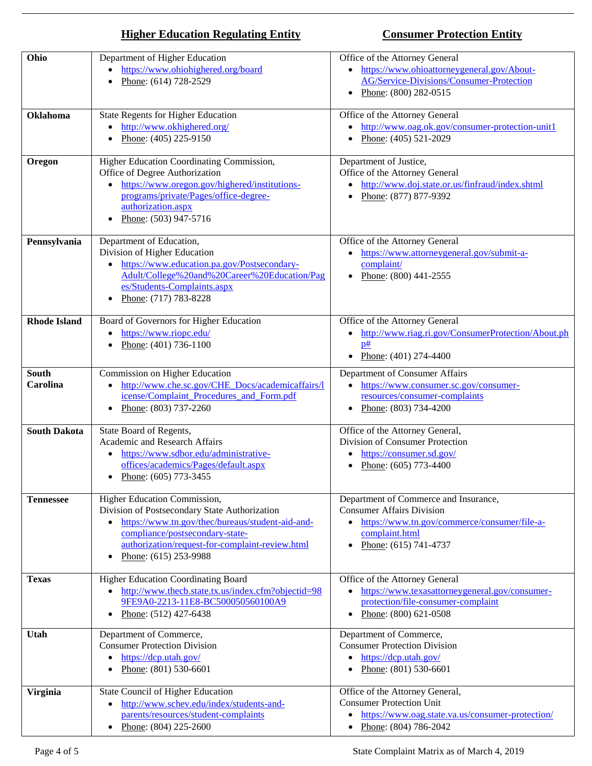| | **Higher Education Regulating Entity** | **Consumer Protection Entity** |
|---|---|---|
| **Ohio** | Department of Higher Education<br>• https://www.ohiohighered.org/board<br>• Phone: (614) 728-2529 | Office of the Attorney General<br>• https://www.ohioattorneygeneral.gov/About-AG/Service-Divisions/Consumer-Protection<br>• Phone: (800) 282-0515 |
| **Oklahoma** | State Regents for Higher Education<br>• http://www.okhighered.org/<br>• Phone: (405) 225-9150 | Office of the Attorney General<br>• http://www.oag.ok.gov/consumer-protection-unit1<br>• Phone: (405) 521-2029 |
| **Oregon** | Higher Education Coordinating Commission,<br>Office of Degree Authorization<br>• https://www.oregon.gov/highered/institutions-programs/private/Pages/office-degree-authorization.aspx<br>• Phone: (503) 947-5716 | Department of Justice,<br>Office of the Attorney General<br>• http://www.doj.state.or.us/finfraud/index.shtml<br>• Phone: (877) 877-9392 |
| **Pennsylvania** | Department of Education,<br>Division of Higher Education<br>• https://www.education.pa.gov/Postsecondary-Adult/College%20and%20Career%20Education/Pages/Students-Complaints.aspx<br>• Phone: (717) 783-8228 | Office of the Attorney General<br>• https://www.attorneygeneral.gov/submit-a-complaint/<br>• Phone: (800) 441-2555 |
| **Rhode Island** | Board of Governors for Higher Education<br>• https://www.riopc.edu/<br>• Phone: (401) 736-1100 | Office of the Attorney General<br>• http://www.riag.ri.gov/ConsumerProtection/About.php#<br>• Phone: (401) 274-4400 |
| **South Carolina** | Commission on Higher Education<br>• http://www.che.sc.gov/CHE_Docs/academicaffairs/license/Complaint_Procedures_and_Form.pdf<br>• Phone: (803) 737-2260 | Department of Consumer Affairs<br>• https://www.consumer.sc.gov/consumer-resources/consumer-complaints<br>• Phone: (803) 734-4200 |
| **South Dakota** | State Board of Regents,<br>Academic and Research Affairs<br>• https://www.sdbor.edu/administrative-offices/academics/Pages/default.aspx<br>• Phone: (605) 773-3455 | Office of the Attorney General,<br>Division of Consumer Protection<br>• https://consumer.sd.gov/<br>• Phone: (605) 773-4400 |
| **Tennessee** | Higher Education Commission,<br>Division of Postsecondary State Authorization<br>• https://www.tn.gov/thec/bureaus/student-aid-and-compliance/postsecondary-state-authorization/request-for-complaint-review.html<br>• Phone: (615) 253-9988 | Department of Commerce and Insurance,<br>Consumer Affairs Division<br>• https://www.tn.gov/commerce/consumer/file-a-complaint.html<br>• Phone: (615) 741-4737 |
| **Texas** | Higher Education Coordinating Board<br>• http://www.thecb.state.tx.us/index.cfm?objectid=989FE9A0-2213-11E8-BC500050560100A9<br>• Phone: (512) 427-6438 | Office of the Attorney General<br>• https://www.texasattorneygeneral.gov/consumer-protection/file-consumer-complaint<br>• Phone: (800) 621-0508 |
| **Utah** | Department of Commerce,<br>Consumer Protection Division<br>• https://dcp.utah.gov/<br>• Phone: (801) 530-6601 | Department of Commerce,<br>Consumer Protection Division<br>• https://dcp.utah.gov/<br>• Phone: (801) 530-6601 |
| **Virginia** | State Council of Higher Education<br>• http://www.schev.edu/index/students-and-parents/resources/student-complaints<br>• Phone: (804) 225-2600 | Office of the Attorney General,<br>Consumer Protection Unit<br>• https://www.oag.state.va.us/consumer-protection/<br>• Phone: (804) 786-2042 |

State Complaint Matrix as of March 4, 2019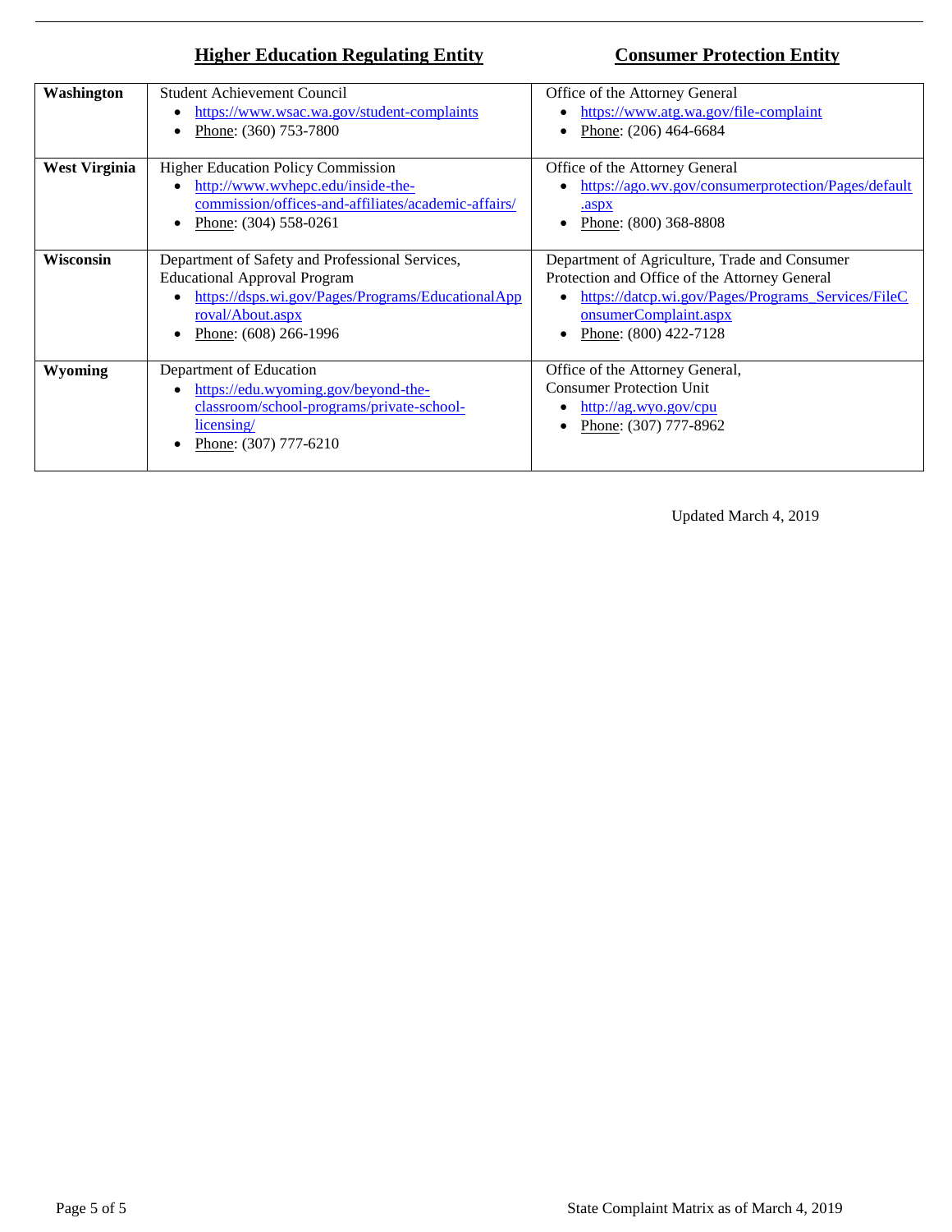| | Higher Education Regulating Entity | Consumer Protection Entity |
|---|---|---|
| **Washington** | Student Achievement Council<br>• https://www.wsac.wa.gov/student-complaints<br>• Phone: (360) 753-7800 | Office of the Attorney General<br>• https://www.atg.wa.gov/file-complaint<br>• Phone: (206) 464-6684 |
| **West Virginia** | Higher Education Policy Commission<br>• http://www.wvhepc.edu/inside-the-commission/offices-and-affiliates/academic-affairs/<br>• Phone: (304) 558-0261 | Office of the Attorney General<br>• https://ago.wv.gov/consumerprotection/Pages/default.aspx<br>• Phone: (800) 368-8808 |
| **Wisconsin** | Department of Safety and Professional Services, Educational Approval Program<br>• https://dsps.wi.gov/Pages/Programs/EducationalApproval/About.aspx<br>• Phone: (608) 266-1996 | Department of Agriculture, Trade and Consumer Protection and Office of the Attorney General<br>• https://datcp.wi.gov/Pages/Programs_Services/FileConsumerComplaint.aspx<br>• Phone: (800) 422-7128 |
| **Wyoming** | Department of Education<br>• https://edu.wyoming.gov/beyond-the-classroom/school-programs/private-school-licensing/<br>• Phone: (307) 777-6210 | Office of the Attorney General, Consumer Protection Unit<br>• http://ag.wyo.gov/cpu<br>• Phone: (307) 777-8962 |

Updated March 4, 2019